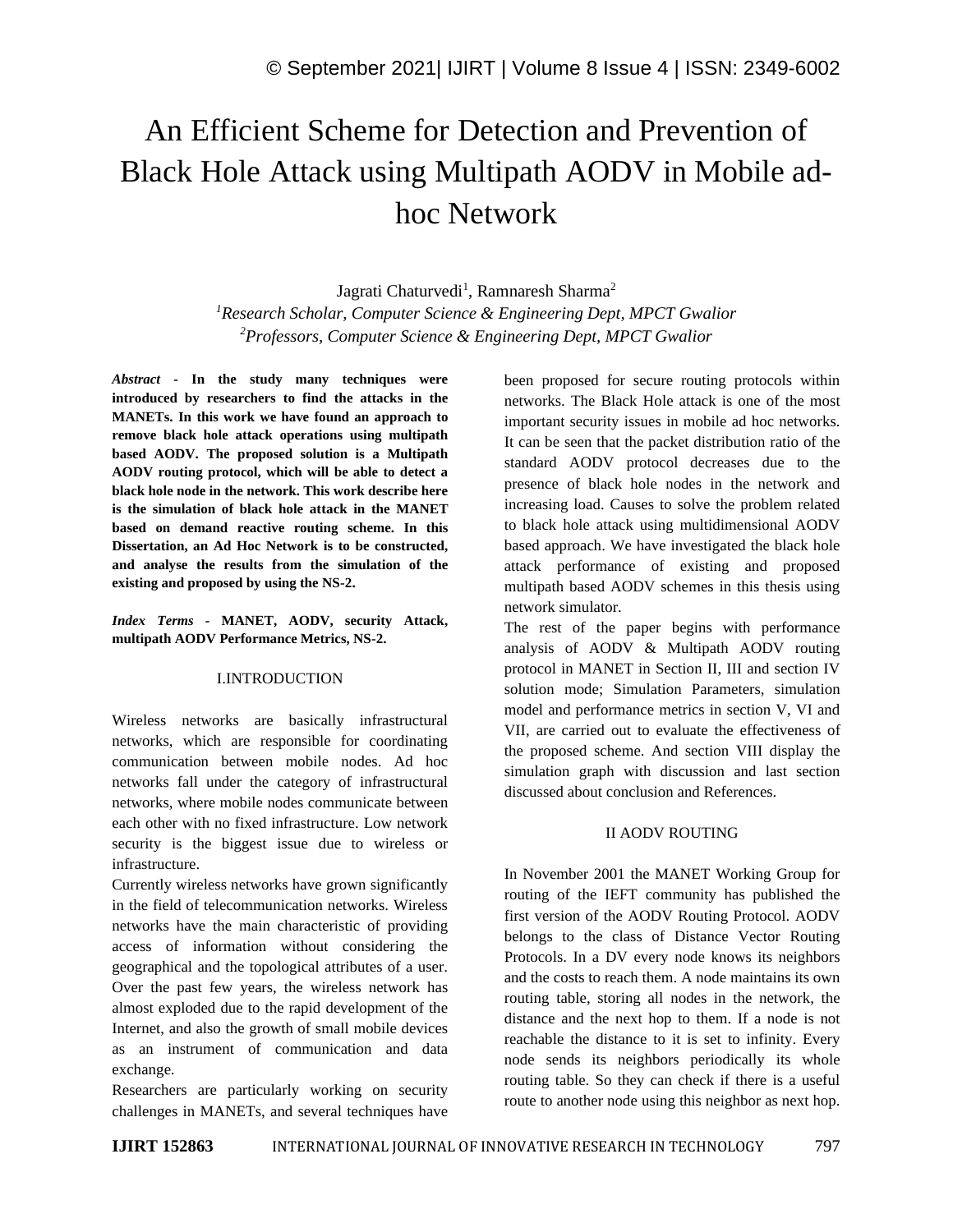# An Efficient Scheme for Detection and Prevention of Black Hole Attack using Multipath AODV in Mobile ad-hoc Network

Jagrati Chaturvedi[1], Ramnaresh Sharma[2]

[1]*Research Scholar, Computer Science & Engineering Dept, MPCT Gwalior*

[2]*Professors, Computer Science & Engineering Dept, MPCT Gwalior*

***Abstract* - In the study many techniques were introduced by researchers to find the attacks in the MANETs. In this work we have found an approach to remove black hole attack operations using multipath based AODV. The proposed solution is a Multipath AODV routing protocol, which will be able to detect a black hole node in the network. This work describe here is the simulation of black hole attack in the MANET based on demand reactive routing scheme. In this Dissertation, an Ad Hoc Network is to be constructed, and analyse the results from the simulation of the existing and proposed by using the NS-2.**

***Index Terms* - MANET, AODV, security Attack, multipath AODV Performance Metrics, NS-2.**

## I.INTRODUCTION

Wireless networks are basically infrastructural networks, which are responsible for coordinating communication between mobile nodes. Ad hoc networks fall under the category of infrastructural networks, where mobile nodes communicate between each other with no fixed infrastructure. Low network security is the biggest issue due to wireless or infrastructure.

Currently wireless networks have grown significantly in the field of telecommunication networks. Wireless networks have the main characteristic of providing access of information without considering the geographical and the topological attributes of a user. Over the past few years, the wireless network has almost exploded due to the rapid development of the Internet, and also the growth of small mobile devices as an instrument of communication and data exchange.

Researchers are particularly working on security challenges in MANETs, and several techniques have been proposed for secure routing protocols within networks. The Black Hole attack is one of the most important security issues in mobile ad hoc networks. It can be seen that the packet distribution ratio of the standard AODV protocol decreases due to the presence of black hole nodes in the network and increasing load. Causes to solve the problem related to black hole attack using multidimensional AODV based approach. We have investigated the black hole attack performance of existing and proposed multipath based AODV schemes in this thesis using network simulator.

The rest of the paper begins with performance analysis of AODV & Multipath AODV routing protocol in MANET in Section II, III and section IV solution mode; Simulation Parameters, simulation model and performance metrics in section V, VI and VII, are carried out to evaluate the effectiveness of the proposed scheme. And section VIII display the simulation graph with discussion and last section discussed about conclusion and References.

## II AODV ROUTING

In November 2001 the MANET Working Group for routing of the IEFT community has published the first version of the AODV Routing Protocol. AODV belongs to the class of Distance Vector Routing Protocols. In a DV every node knows its neighbors and the costs to reach them. A node maintains its own routing table, storing all nodes in the network, the distance and the next hop to them. If a node is not reachable the distance to it is set to infinity. Every node sends its neighbors periodically its whole routing table. So they can check if there is a useful route to another node using this neighbor as next hop.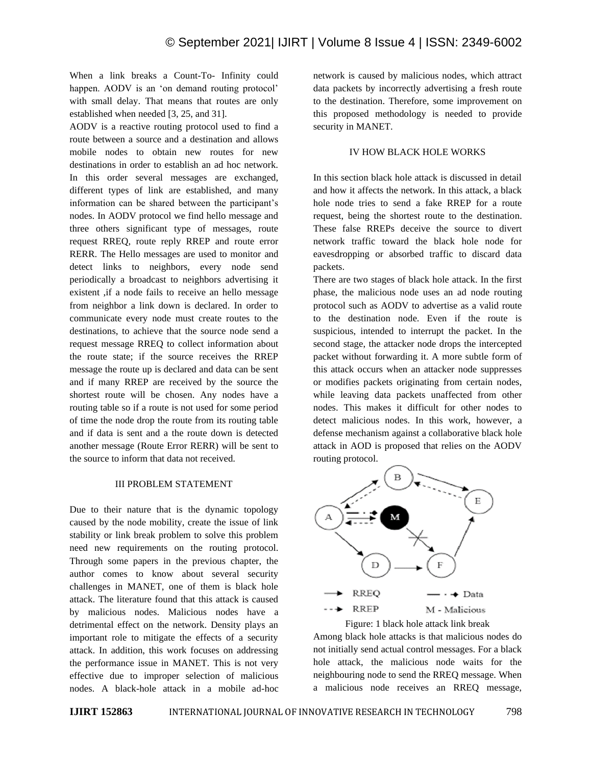When a link breaks a Count-To- Infinity could happen. AODV is an 'on demand routing protocol' with small delay. That means that routes are only established when needed [3, 25, and 31].

AODV is a reactive routing protocol used to find a route between a source and a destination and allows mobile nodes to obtain new routes for new destinations in order to establish an ad hoc network. In this order several messages are exchanged, different types of link are established, and many information can be shared between the participant's nodes. In AODV protocol we find hello message and three others significant type of messages, route request RREQ, route reply RREP and route error RERR. The Hello messages are used to monitor and detect links to neighbors, every node send periodically a broadcast to neighbors advertising it existent ,if a node fails to receive an hello message from neighbor a link down is declared. In order to communicate every node must create routes to the destinations, to achieve that the source node send a request message RREQ to collect information about the route state; if the source receives the RREP message the route up is declared and data can be sent and if many RREP are received by the source the shortest route will be chosen. Any nodes have a routing table so if a route is not used for some period of time the node drop the route from its routing table and if data is sent and a the route down is detected another message (Route Error RERR) will be sent to the source to inform that data not received.

## III PROBLEM STATEMENT

Due to their nature that is the dynamic topology caused by the node mobility, create the issue of link stability or link break problem to solve this problem need new requirements on the routing protocol. Through some papers in the previous chapter, the author comes to know about several security challenges in MANET, one of them is black hole attack. The literature found that this attack is caused by malicious nodes. Malicious nodes have a detrimental effect on the network. Density plays an important role to mitigate the effects of a security attack. In addition, this work focuses on addressing the performance issue in MANET. This is not very effective due to improper selection of malicious nodes. A black-hole attack in a mobile ad-hoc network is caused by malicious nodes, which attract data packets by incorrectly advertising a fresh route to the destination. Therefore, some improvement on this proposed methodology is needed to provide security in MANET.

## IV HOW BLACK HOLE WORKS

In this section black hole attack is discussed in detail and how it affects the network. In this attack, a black hole node tries to send a fake RREP for a route request, being the shortest route to the destination. These false RREPs deceive the source to divert network traffic toward the black hole node for eavesdropping or absorbed traffic to discard data packets.

There are two stages of black hole attack. In the first phase, the malicious node uses an ad node routing protocol such as AODV to advertise as a valid route to the destination node. Even if the route is suspicious, intended to interrupt the packet. In the second stage, the attacker node drops the intercepted packet without forwarding it. A more subtle form of this attack occurs when an attacker node suppresses or modifies packets originating from certain nodes, while leaving data packets unaffected from other nodes. This makes it difficult for other nodes to detect malicious nodes. In this work, however, a defense mechanism against a collaborative black hole attack in AOD is proposed that relies on the AODV routing protocol.

Figure: 1 black hole attack link break

Among black hole attacks is that malicious nodes do not initially send actual control messages. For a black hole attack, the malicious node waits for the neighbouring node to send the RREQ message. When a malicious node receives an RREQ message,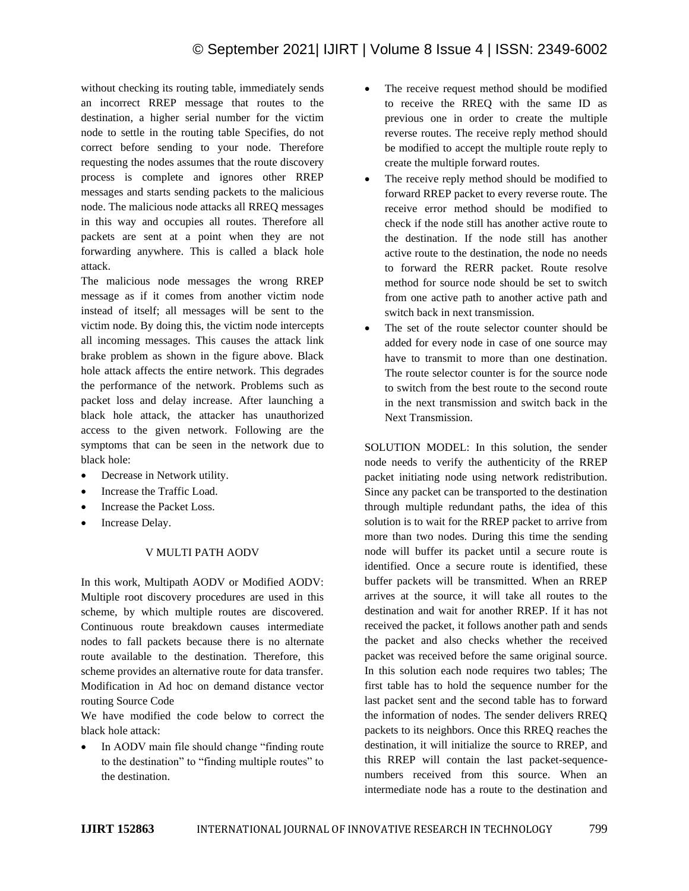without checking its routing table, immediately sends an incorrect RREP message that routes to the destination, a higher serial number for the victim node to settle in the routing table Specifies, do not correct before sending to your node. Therefore requesting the nodes assumes that the route discovery process is complete and ignores other RREP messages and starts sending packets to the malicious node. The malicious node attacks all RREQ messages in this way and occupies all routes. Therefore all packets are sent at a point when they are not forwarding anywhere. This is called a black hole attack.

The malicious node messages the wrong RREP message as if it comes from another victim node instead of itself; all messages will be sent to the victim node. By doing this, the victim node intercepts all incoming messages. This causes the attack link brake problem as shown in the figure above. Black hole attack affects the entire network. This degrades the performance of the network. Problems such as packet loss and delay increase. After launching a black hole attack, the attacker has unauthorized access to the given network. Following are the symptoms that can be seen in the network due to black hole:

- Decrease in Network utility.
- Increase the Traffic Load.
- Increase the Packet Loss.
- Increase Delay.

## V MULTI PATH AODV

In this work, Multipath AODV or Modified AODV: Multiple root discovery procedures are used in this scheme, by which multiple routes are discovered. Continuous route breakdown causes intermediate nodes to fall packets because there is no alternate route available to the destination. Therefore, this scheme provides an alternative route for data transfer. Modification in Ad hoc on demand distance vector routing Source Code

We have modified the code below to correct the black hole attack:

- In AODV main file should change "finding route to the destination" to "finding multiple routes" to the destination.
- The receive request method should be modified to receive the RREQ with the same ID as previous one in order to create the multiple reverse routes. The receive reply method should be modified to accept the multiple route reply to create the multiple forward routes.
- The receive reply method should be modified to forward RREP packet to every reverse route. The receive error method should be modified to check if the node still has another active route to the destination. If the node still has another active route to the destination, the node no needs to forward the RERR packet. Route resolve method for source node should be set to switch from one active path to another active path and switch back in next transmission.
- The set of the route selector counter should be added for every node in case of one source may have to transmit to more than one destination. The route selector counter is for the source node to switch from the best route to the second route in the next transmission and switch back in the Next Transmission.

SOLUTION MODEL: In this solution, the sender node needs to verify the authenticity of the RREP packet initiating node using network redistribution. Since any packet can be transported to the destination through multiple redundant paths, the idea of this solution is to wait for the RREP packet to arrive from more than two nodes. During this time the sending node will buffer its packet until a secure route is identified. Once a secure route is identified, these buffer packets will be transmitted. When an RREP arrives at the source, it will take all routes to the destination and wait for another RREP. If it has not received the packet, it follows another path and sends the packet and also checks whether the received packet was received before the same original source. In this solution each node requires two tables; The first table has to hold the sequence number for the last packet sent and the second table has to forward the information of nodes. The sender delivers RREQ packets to its neighbors. Once this RREQ reaches the destination, it will initialize the source to RREP, and this RREP will contain the last packet-sequence-numbers received from this source. When an intermediate node has a route to the destination and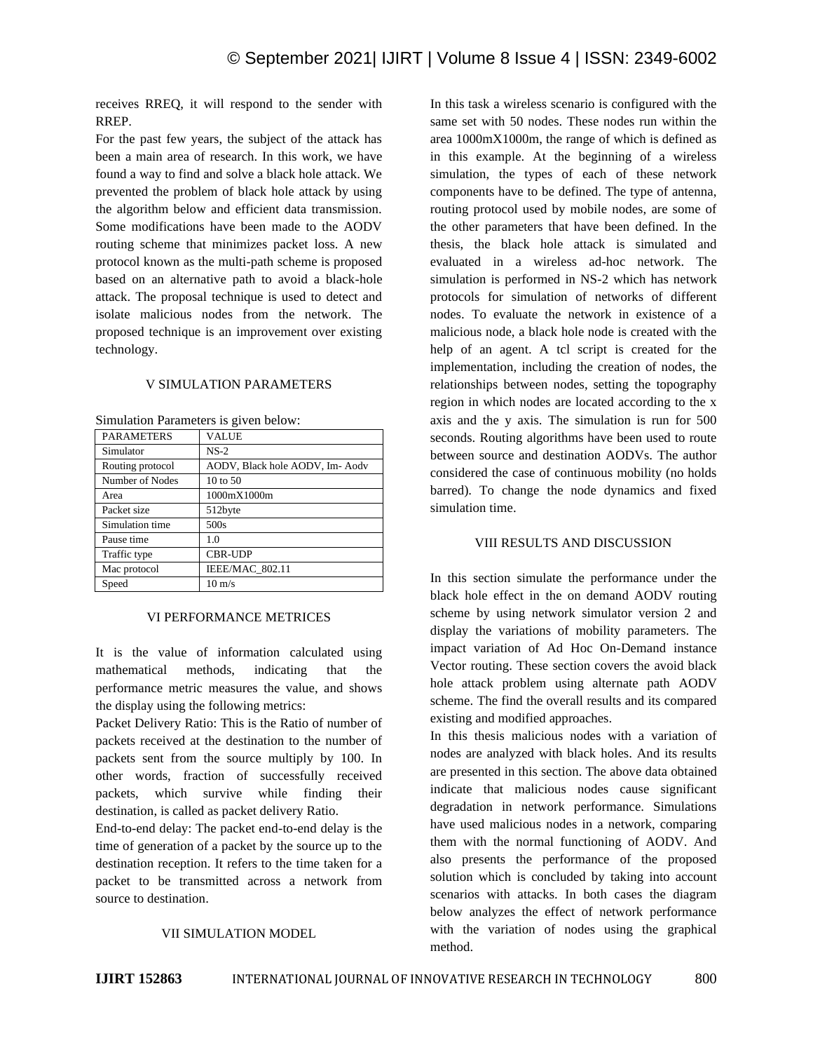receives RREQ, it will respond to the sender with RREP.

For the past few years, the subject of the attack has been a main area of research. In this work, we have found a way to find and solve a black hole attack. We prevented the problem of black hole attack by using the algorithm below and efficient data transmission. Some modifications have been made to the AODV routing scheme that minimizes packet loss. A new protocol known as the multi-path scheme is proposed based on an alternative path to avoid a black-hole attack. The proposal technique is used to detect and isolate malicious nodes from the network. The proposed technique is an improvement over existing technology.

## V SIMULATION PARAMETERS

Simulation Parameters is given below:

| PARAMETERS | VALUE |
|---|---|
| Simulator | NS-2 |
| Routing protocol | AODV, Black hole AODV, Im- Aodv |
| Number of Nodes | 10 to 50 |
| Area | 1000mX1000m |
| Packet size | 512byte |
| Simulation time | 500s |
| Pause time | 1.0 |
| Traffic type | CBR-UDP |
| Mac protocol | IEEE/MAC_802.11 |
| Speed | 10 m/s |

## VI PERFORMANCE METRICES

It is the value of information calculated using mathematical methods, indicating that the performance metric measures the value, and shows the display using the following metrics:

Packet Delivery Ratio: This is the Ratio of number of packets received at the destination to the number of packets sent from the source multiply by 100. In other words, fraction of successfully received packets, which survive while finding their destination, is called as packet delivery Ratio.

End-to-end delay: The packet end-to-end delay is the time of generation of a packet by the source up to the destination reception. It refers to the time taken for a packet to be transmitted across a network from source to destination.

## VII SIMULATION MODEL

In this task a wireless scenario is configured with the same set with 50 nodes. These nodes run within the area 1000mX1000m, the range of which is defined as in this example. At the beginning of a wireless simulation, the types of each of these network components have to be defined. The type of antenna, routing protocol used by mobile nodes, are some of the other parameters that have been defined. In the thesis, the black hole attack is simulated and evaluated in a wireless ad-hoc network. The simulation is performed in NS-2 which has network protocols for simulation of networks of different nodes. To evaluate the network in existence of a malicious node, a black hole node is created with the help of an agent. A tcl script is created for the implementation, including the creation of nodes, the relationships between nodes, setting the topography region in which nodes are located according to the x axis and the y axis. The simulation is run for 500 seconds. Routing algorithms have been used to route between source and destination AODVs. The author considered the case of continuous mobility (no holds barred). To change the node dynamics and fixed simulation time.

## VIII RESULTS AND DISCUSSION

In this section simulate the performance under the black hole effect in the on demand AODV routing scheme by using network simulator version 2 and display the variations of mobility parameters. The impact variation of Ad Hoc On-Demand instance Vector routing. These section covers the avoid black hole attack problem using alternate path AODV scheme. The find the overall results and its compared existing and modified approaches.

In this thesis malicious nodes with a variation of nodes are analyzed with black holes. And its results are presented in this section. The above data obtained indicate that malicious nodes cause significant degradation in network performance. Simulations have used malicious nodes in a network, comparing them with the normal functioning of AODV. And also presents the performance of the proposed solution which is concluded by taking into account scenarios with attacks. In both cases the diagram below analyzes the effect of network performance with the variation of nodes using the graphical method.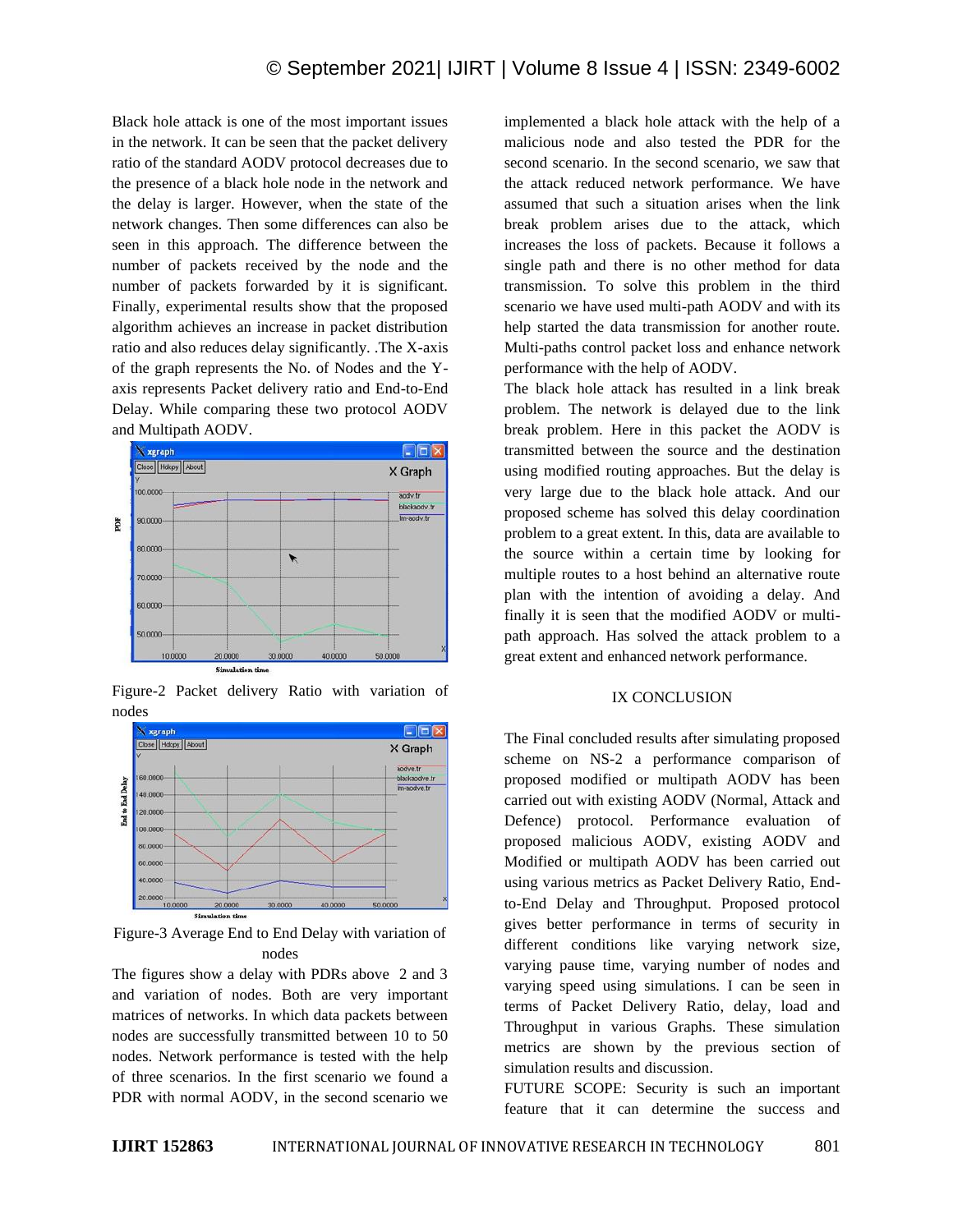Black hole attack is one of the most important issues in the network. It can be seen that the packet delivery ratio of the standard AODV protocol decreases due to the presence of a black hole node in the network and the delay is larger. However, when the state of the network changes. Then some differences can also be seen in this approach. The difference between the number of packets received by the node and the number of packets forwarded by it is significant. Finally, experimental results show that the proposed algorithm achieves an increase in packet distribution ratio and also reduces delay significantly. .The X-axis of the graph represents the No. of Nodes and the Y-axis represents Packet delivery ratio and End-to-End Delay. While comparing these two protocol AODV and Multipath AODV.

Figure-2 Packet delivery Ratio with variation of nodes

Figure-3 Average End to End Delay with variation of nodes

The figures show a delay with PDRs above 2 and 3 and variation of nodes. Both are very important matrices of networks. In which data packets between nodes are successfully transmitted between 10 to 50 nodes. Network performance is tested with the help of three scenarios. In the first scenario we found a PDR with normal AODV, in the second scenario we implemented a black hole attack with the help of a malicious node and also tested the PDR for the second scenario. In the second scenario, we saw that the attack reduced network performance. We have assumed that such a situation arises when the link break problem arises due to the attack, which increases the loss of packets. Because it follows a single path and there is no other method for data transmission. To solve this problem in the third scenario we have used multi-path AODV and with its help started the data transmission for another route. Multi-paths control packet loss and enhance network performance with the help of AODV.

The black hole attack has resulted in a link break problem. The network is delayed due to the link break problem. Here in this packet the AODV is transmitted between the source and the destination using modified routing approaches. But the delay is very large due to the black hole attack. And our proposed scheme has solved this delay coordination problem to a great extent. In this, data are available to the source within a certain time by looking for multiple routes to a host behind an alternative route plan with the intention of avoiding a delay. And finally it is seen that the modified AODV or multi-path approach. Has solved the attack problem to a great extent and enhanced network performance.

## IX CONCLUSION

The Final concluded results after simulating proposed scheme on NS-2 a performance comparison of proposed modified or multipath AODV has been carried out with existing AODV (Normal, Attack and Defence) protocol. Performance evaluation of proposed malicious AODV, existing AODV and Modified or multipath AODV has been carried out using various metrics as Packet Delivery Ratio, End-to-End Delay and Throughput. Proposed protocol gives better performance in terms of security in different conditions like varying network size, varying pause time, varying number of nodes and varying speed using simulations. I can be seen in terms of Packet Delivery Ratio, delay, load and Throughput in various Graphs. These simulation metrics are shown by the previous section of simulation results and discussion.

FUTURE SCOPE: Security is such an important feature that it can determine the success and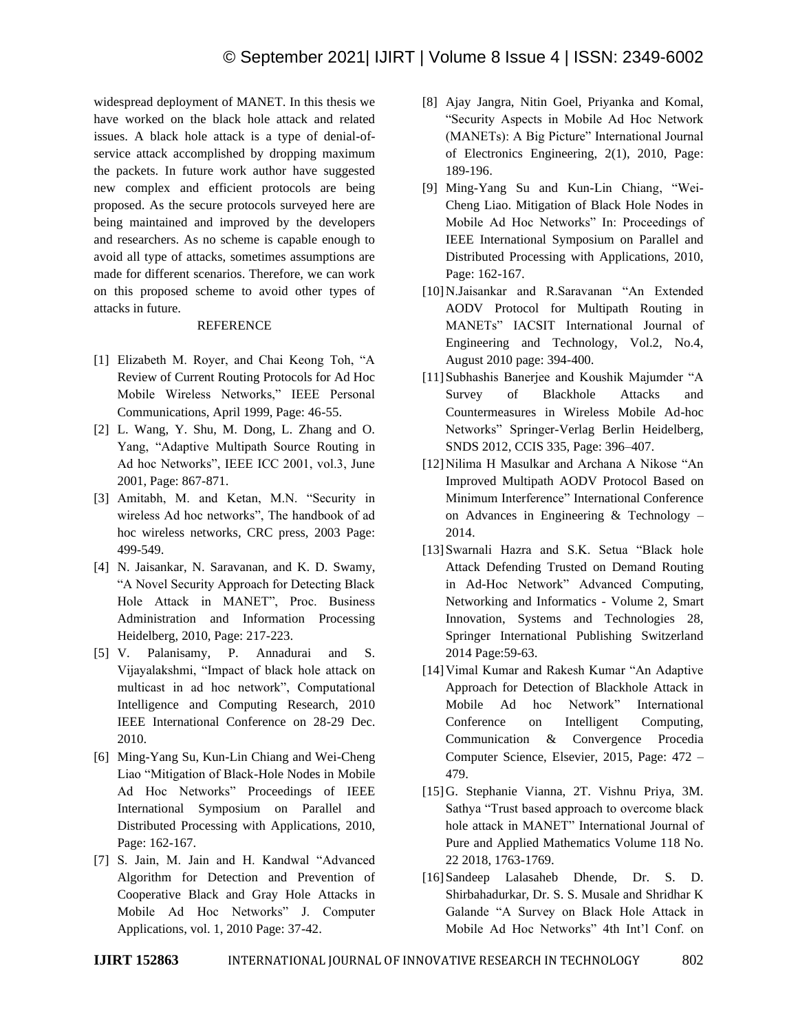widespread deployment of MANET. In this thesis we have worked on the black hole attack and related issues. A black hole attack is a type of denial-of-service attack accomplished by dropping maximum the packets. In future work author have suggested new complex and efficient protocols are being proposed. As the secure protocols surveyed here are being maintained and improved by the developers and researchers. As no scheme is capable enough to avoid all type of attacks, sometimes assumptions are made for different scenarios. Therefore, we can work on this proposed scheme to avoid other types of attacks in future.

## REFERENCE

[1] Elizabeth M. Royer, and Chai Keong Toh, "A Review of Current Routing Protocols for Ad Hoc Mobile Wireless Networks," IEEE Personal Communications, April 1999, Page: 46-55.

[2] L. Wang, Y. Shu, M. Dong, L. Zhang and O. Yang, "Adaptive Multipath Source Routing in Ad hoc Networks", IEEE ICC 2001, vol.3, June 2001, Page: 867-871.

[3] Amitabh, M. and Ketan, M.N. "Security in wireless Ad hoc networks", The handbook of ad hoc wireless networks, CRC press, 2003 Page: 499-549.

[4] N. Jaisankar, N. Saravanan, and K. D. Swamy, "A Novel Security Approach for Detecting Black Hole Attack in MANET", Proc. Business Administration and Information Processing Heidelberg, 2010, Page: 217-223.

[5] V. Palanisamy, P. Annadurai and S. Vijayalakshmi, "Impact of black hole attack on multicast in ad hoc network", Computational Intelligence and Computing Research, 2010 IEEE International Conference on 28-29 Dec. 2010.

[6] Ming-Yang Su, Kun-Lin Chiang and Wei-Cheng Liao "Mitigation of Black-Hole Nodes in Mobile Ad Hoc Networks" Proceedings of IEEE International Symposium on Parallel and Distributed Processing with Applications, 2010, Page: 162-167.

[7] S. Jain, M. Jain and H. Kandwal "Advanced Algorithm for Detection and Prevention of Cooperative Black and Gray Hole Attacks in Mobile Ad Hoc Networks" J. Computer Applications, vol. 1, 2010 Page: 37-42.

[8] Ajay Jangra, Nitin Goel, Priyanka and Komal, "Security Aspects in Mobile Ad Hoc Network (MANETs): A Big Picture" International Journal of Electronics Engineering, 2(1), 2010, Page: 189-196.

[9] Ming-Yang Su and Kun-Lin Chiang, "Wei-Cheng Liao. Mitigation of Black Hole Nodes in Mobile Ad Hoc Networks" In: Proceedings of IEEE International Symposium on Parallel and Distributed Processing with Applications, 2010, Page: 162-167.

[10] N.Jaisankar and R.Saravanan "An Extended AODV Protocol for Multipath Routing in MANETs" IACSIT International Journal of Engineering and Technology, Vol.2, No.4, August 2010 page: 394-400.

[11] Subhashis Banerjee and Koushik Majumder "A Survey of Blackhole Attacks and Countermeasures in Wireless Mobile Ad-hoc Networks" Springer-Verlag Berlin Heidelberg, SNDS 2012, CCIS 335, Page: 396–407.

[12] Nilima H Masulkar and Archana A Nikose "An Improved Multipath AODV Protocol Based on Minimum Interference" International Conference on Advances in Engineering & Technology – 2014.

[13] Swarnali Hazra and S.K. Setua "Black hole Attack Defending Trusted on Demand Routing in Ad-Hoc Network" Advanced Computing, Networking and Informatics - Volume 2, Smart Innovation, Systems and Technologies 28, Springer International Publishing Switzerland 2014 Page:59-63.

[14] Vimal Kumar and Rakesh Kumar "An Adaptive Approach for Detection of Blackhole Attack in Mobile Ad hoc Network" International Conference on Intelligent Computing, Communication & Convergence Procedia Computer Science, Elsevier, 2015, Page: 472 – 479.

[15] G. Stephanie Vianna, 2T. Vishnu Priya, 3M. Sathya "Trust based approach to overcome black hole attack in MANET" International Journal of Pure and Applied Mathematics Volume 118 No. 22 2018, 1763-1769.

[16] Sandeep Lalasaheb Dhende, Dr. S. D. Shirbahadurkar, Dr. S. S. Musale and Shridhar K Galande "A Survey on Black Hole Attack in Mobile Ad Hoc Networks" 4th Int'l Conf. on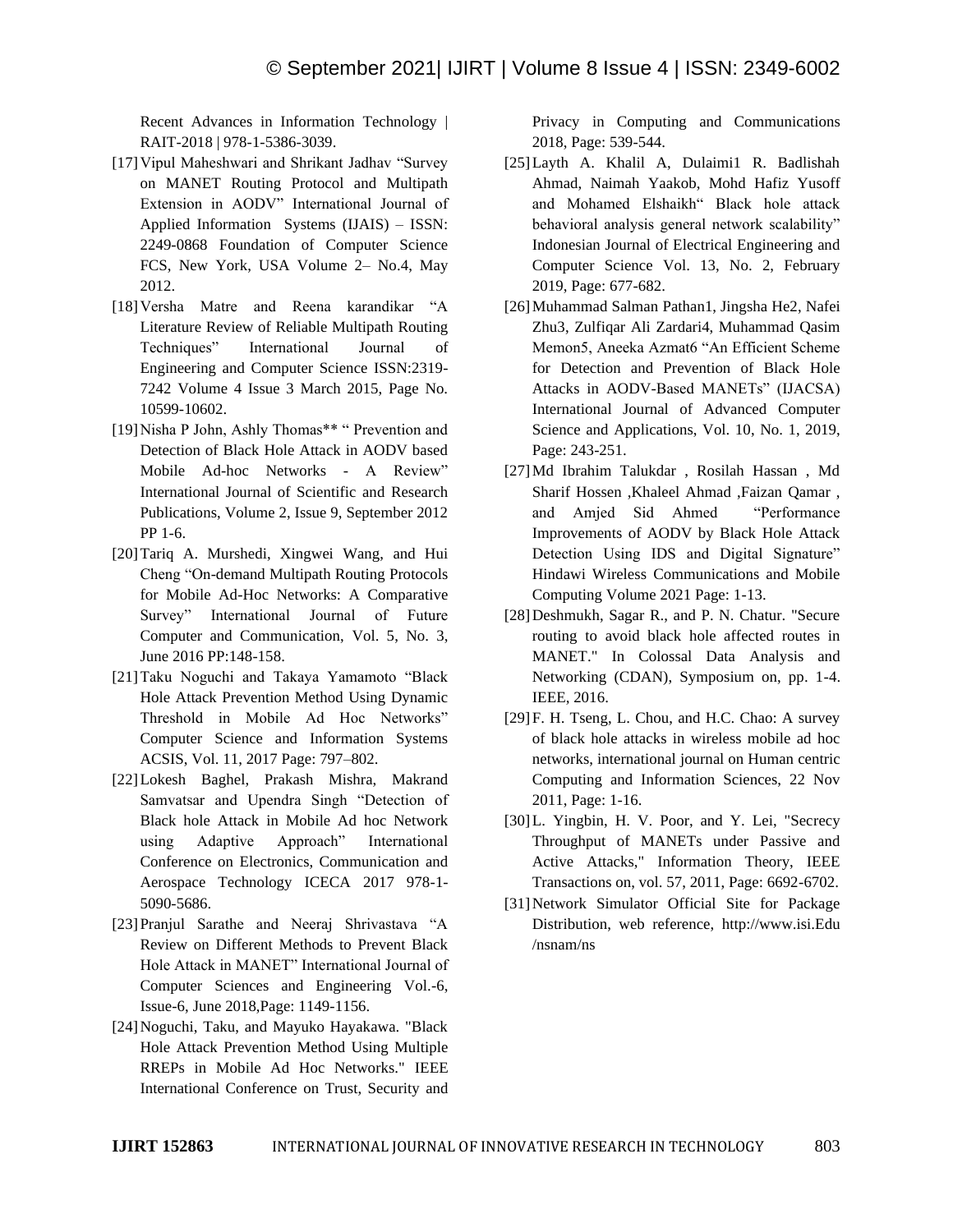Recent Advances in Information Technology | RAIT-2018 | 978-1-5386-3039.

[17] Vipul Maheshwari and Shrikant Jadhav "Survey on MANET Routing Protocol and Multipath Extension in AODV" International Journal of Applied Information Systems (IJAIS) – ISSN: 2249-0868 Foundation of Computer Science FCS, New York, USA Volume 2– No.4, May 2012.

[18] Versha Matre and Reena karandikar "A Literature Review of Reliable Multipath Routing Techniques" International Journal of Engineering and Computer Science ISSN:2319-7242 Volume 4 Issue 3 March 2015, Page No. 10599-10602.

[19] Nisha P John, Ashly Thomas** " Prevention and Detection of Black Hole Attack in AODV based Mobile Ad-hoc Networks - A Review" International Journal of Scientific and Research Publications, Volume 2, Issue 9, September 2012 PP 1-6.

[20] Tariq A. Murshedi, Xingwei Wang, and Hui Cheng "On-demand Multipath Routing Protocols for Mobile Ad-Hoc Networks: A Comparative Survey" International Journal of Future Computer and Communication, Vol. 5, No. 3, June 2016 PP:148-158.

[21] Taku Noguchi and Takaya Yamamoto "Black Hole Attack Prevention Method Using Dynamic Threshold in Mobile Ad Hoc Networks" Computer Science and Information Systems ACSIS, Vol. 11, 2017 Page: 797–802.

[22] Lokesh Baghel, Prakash Mishra, Makrand Samvatsar and Upendra Singh "Detection of Black hole Attack in Mobile Ad hoc Network using Adaptive Approach" International Conference on Electronics, Communication and Aerospace Technology ICECA 2017 978-1-5090-5686.

[23] Pranjul Sarathe and Neeraj Shrivastava "A Review on Different Methods to Prevent Black Hole Attack in MANET" International Journal of Computer Sciences and Engineering Vol.-6, Issue-6, June 2018,Page: 1149-1156.

[24] Noguchi, Taku, and Mayuko Hayakawa. "Black Hole Attack Prevention Method Using Multiple RREPs in Mobile Ad Hoc Networks." IEEE International Conference on Trust, Security and Privacy in Computing and Communications 2018, Page: 539-544.

[25] Layth A. Khalil A, Dulaimi1 R. Badlishah Ahmad, Naimah Yaakob, Mohd Hafiz Yusoff and Mohamed Elshaikh" Black hole attack behavioral analysis general network scalability" Indonesian Journal of Electrical Engineering and Computer Science Vol. 13, No. 2, February 2019, Page: 677-682.

[26] Muhammad Salman Pathan1, Jingsha He2, Nafei Zhu3, Zulfiqar Ali Zardari4, Muhammad Qasim Memon5, Aneeka Azmat6 "An Efficient Scheme for Detection and Prevention of Black Hole Attacks in AODV-Based MANETs" (IJACSA) International Journal of Advanced Computer Science and Applications, Vol. 10, No. 1, 2019, Page: 243-251.

[27] Md Ibrahim Talukdar , Rosilah Hassan , Md Sharif Hossen ,Khaleel Ahmad ,Faizan Qamar , and Amjed Sid Ahmed "Performance Improvements of AODV by Black Hole Attack Detection Using IDS and Digital Signature" Hindawi Wireless Communications and Mobile Computing Volume 2021 Page: 1-13.

[28] Deshmukh, Sagar R., and P. N. Chatur. "Secure routing to avoid black hole affected routes in MANET." In Colossal Data Analysis and Networking (CDAN), Symposium on, pp. 1-4. IEEE, 2016.

[29] F. H. Tseng, L. Chou, and H.C. Chao: A survey of black hole attacks in wireless mobile ad hoc networks, international journal on Human centric Computing and Information Sciences, 22 Nov 2011, Page: 1-16.

[30] L. Yingbin, H. V. Poor, and Y. Lei, "Secrecy Throughput of MANETs under Passive and Active Attacks," Information Theory, IEEE Transactions on, vol. 57, 2011, Page: 6692-6702.

[31] Network Simulator Official Site for Package Distribution, web reference, http://www.isi.Edu /nsnam/ns